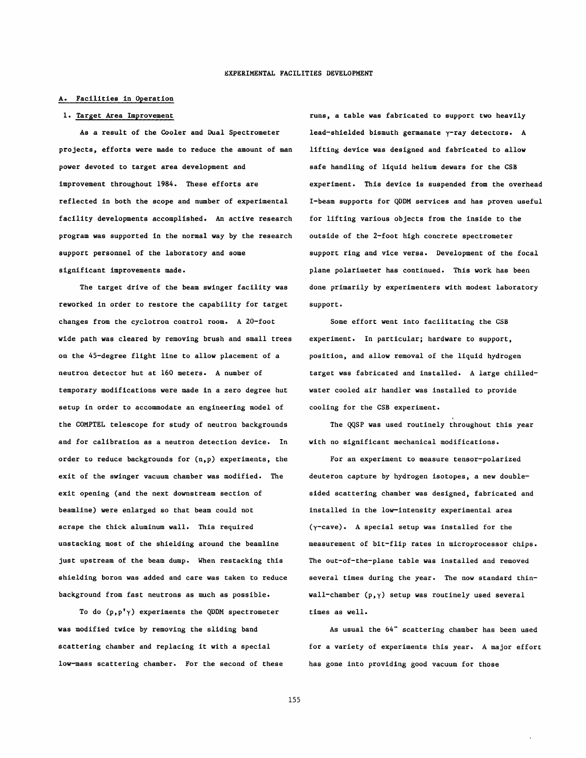# EXPERIMENTAL FACILITIES DEVELOPMENT

## A. Facilities in Operation

### 1. Target Area Improvement

As a result of the Cooler and Dual Spectrometer projects, efforts were made to reduce the amount of man power devoted to target area development and improvement throughout 1984. These efforts are reflected in both the scope and number of experimental facility developments accomplished. An active research program was supported in the normal way by the research support personnel of the laboratory and some significant improvements made.

The target drive of the beam swinger facility was reworked in order to restore the capability for target changes from the cyclotron control room. A 20-foot wide path was cleared by removing brush and small trees on the 45-degree flight line to allow placement of a neutron detector hut at 160 meters. A number of temporary modifications were made in a zero degree hut setup in order to accommodate an engineering model of the COMPTEL telescope for study of neutron backgrounds and for calibration as a neutron detection device. In order to reduce backgrounds for (n,p) experiments, the exit of the swinger vacuum chamber was modified. The exit opening (and the next downstream section of beamline) were enlarged so that beam could not scrape the thick aluminum wall. This required unstacking most of the shielding around the beamline just upstream of the beam dump. When restacking this shielding boron was added and care was taken to reduce background from fast neutrons as much as possible.

To do $(p,p'\gamma)$ experiments the QDDM spectrometer was modified twice by removing the sliding band scattering chamber and replacing it with a special low-mass scattering chamber. For the second of these runs, a table was fabricated to support two heavily lead-shielded bismuth germanate $\gamma$-ray detectors. A lifting device was designed and fabricated to allow safe handling of liquid helium dewars for the CSB experiment. This device is suspended from the overhead I-beam supports for QDDM services and has proven useful for lifting various objects from the inside to the outside of the 2-foot high concrete spectrometer support ring and vice versa. Development of the focal plane polarimeter has continued. This work has been done primarily by experimenters with modest laboratory support.

Some effort went into facilitating the CSB experiment. In particular; hardware to support, position, and allow removal of the liquid hydrogen target was fabricated and installed. A large chilled-water cooled air handler was installed to provide cooling for the CSB experiment.

The QQSP was used routinely throughout this year with no significant mechanical modifications.

For an experiment to measure tensor-polarized deuteron capture by hydrogen isotopes, a new double-sided scattering chamber was designed, fabricated and installed in the low-intensity experimental area ($\gamma$-cave). A special setup was installed for the measurement of bit-flip rates in microprocessor chips. The out-of-the-plane table was installed and removed several times during the year. The now standard thin-wall-chamber $(p,\gamma)$ setup was routinely used several times as well.

As usual the 64" scattering chamber has been used for a variety of experiments this year. A major effort has gone into providing good vacuum for those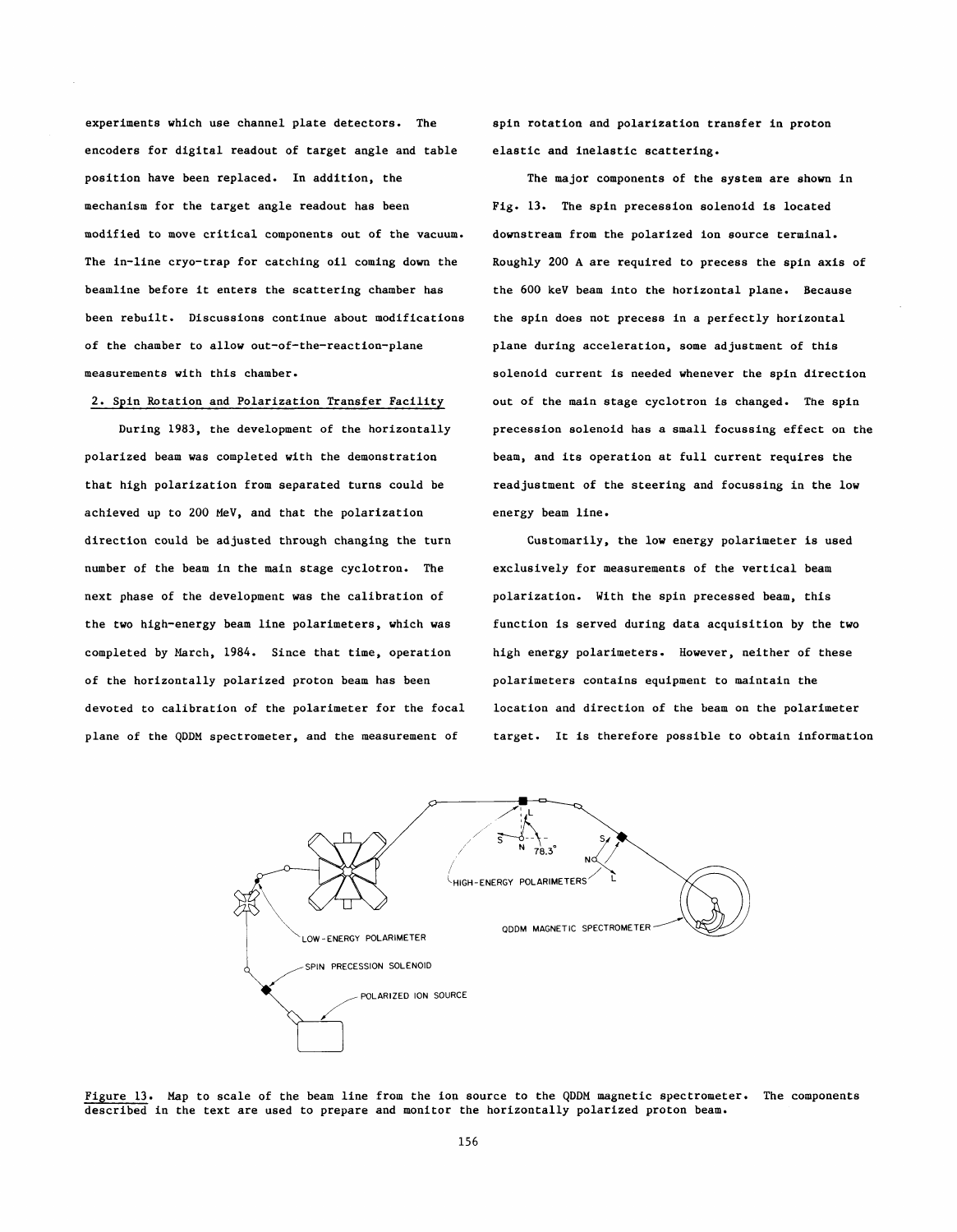experiments which use channel plate detectors. The encoders for digital readout of target angle and table position have been replaced. In addition, the mechanism for the target angle readout has been modified to move critical components out of the vacuum. The in-line cryo-trap for catching oil coming down the beamline before it enters the scattering chamber has been rebuilt. Discussions continue about modifications of the chamber to allow out-of-the-reaction-plane measurements with this chamber.

## 2. Spin Rotation and Polarization Transfer Facility

During 1983, the development of the horizontally polarized beam was completed with the demonstration that high polarization from separated turns could be achieved up to 200 MeV, and that the polarization direction could be adjusted through changing the turn number of the beam in the main stage cyclotron. The next phase of the development was the calibration of the two high-energy beam line polarimeters, which was completed by March, 1984. Since that time, operation of the horizontally polarized proton beam has been devoted to calibration of the polarimeter for the focal plane of the QDDM spectrometer, and the measurement of spin rotation and polarization transfer in proton elastic and inelastic scattering.

The major components of the system are shown in Fig. 13. The spin precession solenoid is located downstream from the polarized ion source terminal. Roughly 200 A are required to precess the spin axis of the 600 keV beam into the horizontal plane. Because the spin does not precess in a perfectly horizontal plane during acceleration, some adjustment of this solenoid current is needed whenever the spin direction out of the main stage cyclotron is changed. The spin precession solenoid has a small focussing effect on the beam, and its operation at full current requires the readjustment of the steering and focussing in the low energy beam line.

Customarily, the low energy polarimeter is used exclusively for measurements of the vertical beam polarization. With the spin processed beam, this function is served during data acquisition by the two high energy polarimeters. However, neither of these polarimeters contains equipment to maintain the location and direction of the beam on the polarimeter target. It is therefore possible to obtain information

Figure 13. Map to scale of the beam line from the ion source to the QDDM magnetic spectrometer. The components described in the text are used to prepare and monitor the horizontally polarized proton beam.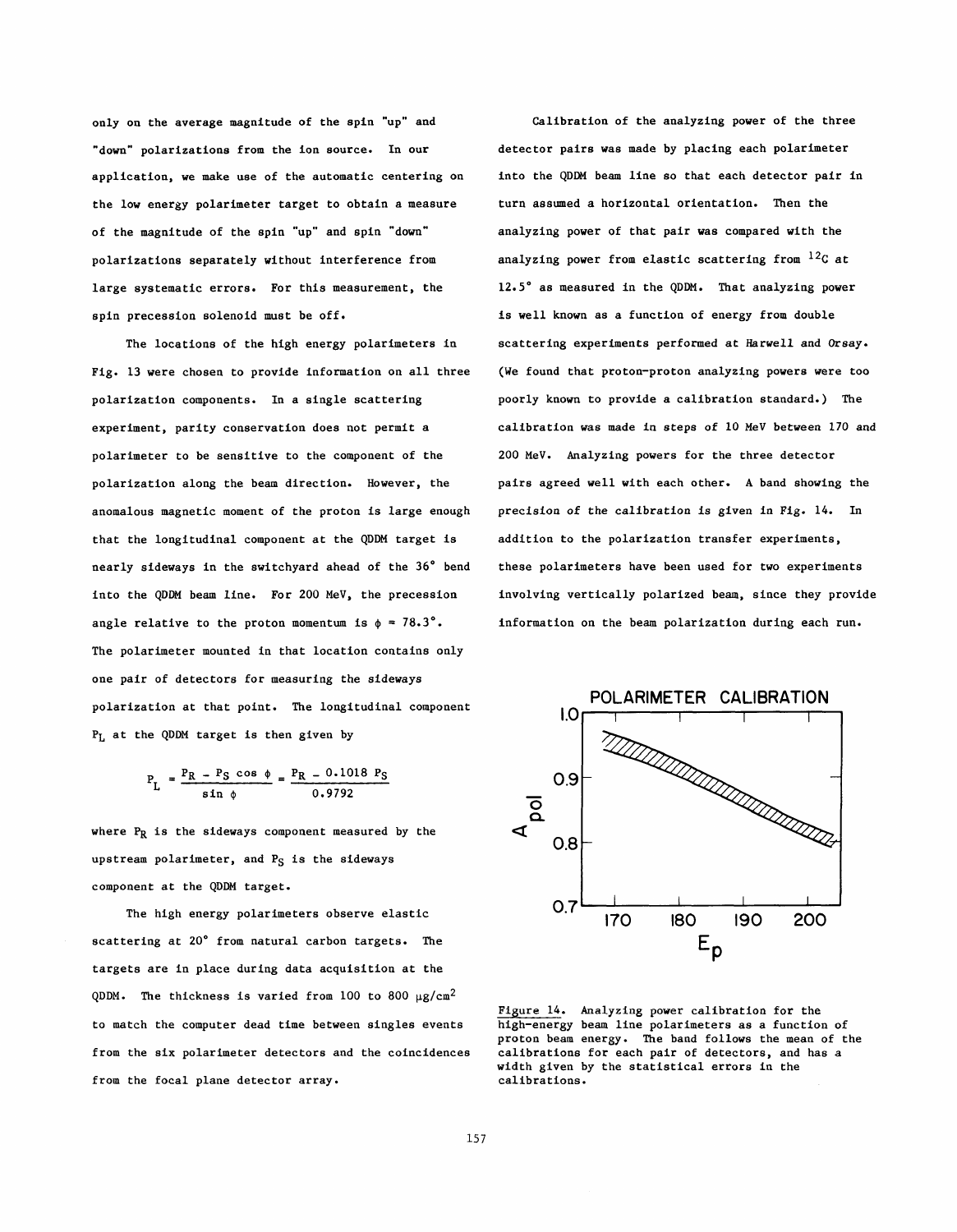only on the average magnitude of the spin "up" and "down" polarizations from the ion source. In our application, we make use of the automatic centering on the low energy polarimeter target to obtain a measure of the magnitude of the spin "up" and spin "down" polarizations separately without interference from large systematic errors. For this measurement, the spin precession solenoid must be off.

The locations of the high energy polarimeters in Fig. 13 were chosen to provide information on all three polarization components. In a single scattering experiment, parity conservation does not permit a polarimeter to be sensitive to the component of the polarization along the beam direction. However, the anomalous magnetic moment of the proton is large enough that the longitudinal component at the QDDM target is nearly sideways in the switchyard ahead of the 36° bend into the QDDM beam line. For 200 MeV, the precession angle relative to the proton momentum is $\phi = 78.3°$. The polarimeter mounted in that location contains only one pair of detectors for measuring the sideways polarization at that point. The longitudinal component $P_L$ at the QDDM target is then given by

$$P_L = \frac{P_R - P_S \cos \phi}{\sin \phi} = \frac{P_R - 0.1018\ P_S}{0.9792}$$

where $P_R$ is the sideways component measured by the upstream polarimeter, and $P_S$ is the sideways component at the QDDM target.

The high energy polarimeters observe elastic scattering at 20° from natural carbon targets. The targets are in place during data acquisition at the QDDM. The thickness is varied from 100 to 800 $\mu g/cm^2$ to match the computer dead time between singles events from the six polarimeter detectors and the coincidences from the focal plane detector array.

Calibration of the analyzing power of the three detector pairs was made by placing each polarimeter into the QDDM beam line so that each detector pair in turn assumed a horizontal orientation. Then the analyzing power of that pair was compared with the analyzing power from elastic scattering from $^{12}C$ at 12.5° as measured in the QDDM. That analyzing power is well known as a function of energy from double scattering experiments performed at Harwell and Orsay. (We found that proton-proton analyzing powers were too poorly known to provide a calibration standard.) The calibration was made in steps of 10 MeV between 170 and 200 MeV. Analyzing powers for the three detector pairs agreed well with each other. A band showing the precision of the calibration is given in Fig. 14. In addition to the polarization transfer experiments, these polarimeters have been used for two experiments involving vertically polarized beam, since they provide information on the beam polarization during each run.

Figure 14. Analyzing power calibration for the high-energy beam line polarimeters as a function of proton beam energy. The band follows the mean of the calibrations for each pair of detectors, and has a width given by the statistical errors in the calibrations.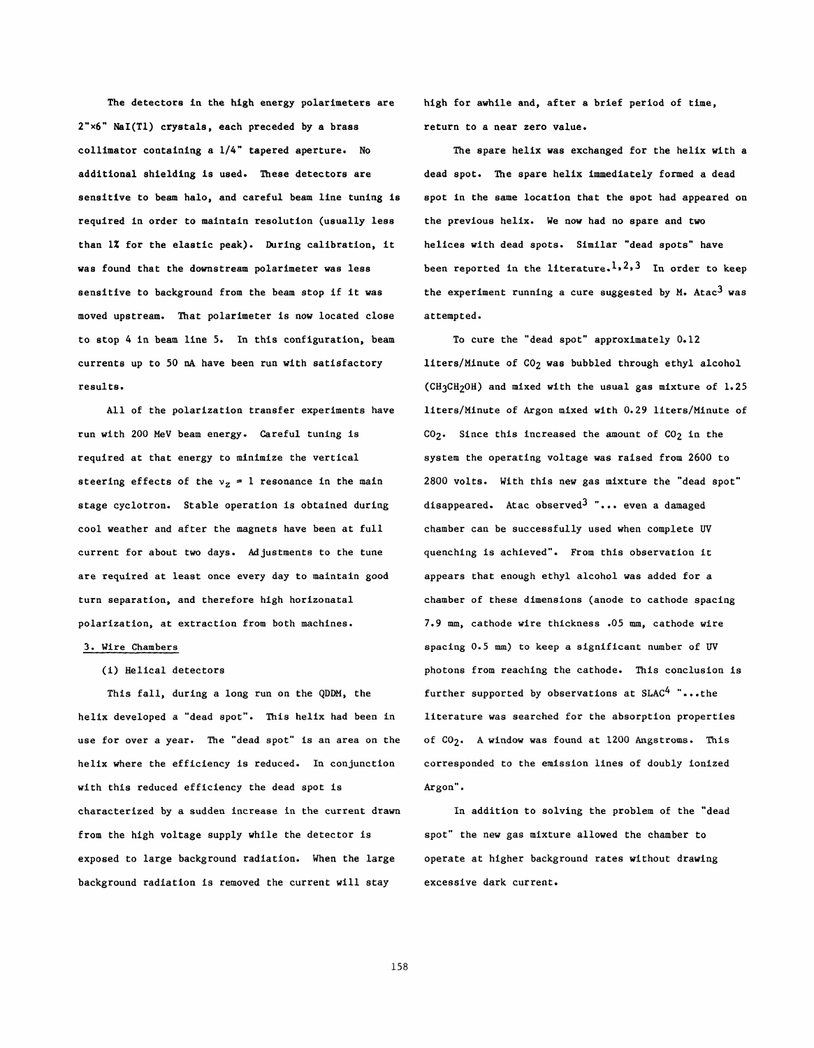The detectors in the high energy polarimeters are 2"×6" NaI(Tl) crystals, each preceded by a brass collimator containing a 1/4" tapered aperture. No additional shielding is used. These detectors are sensitive to beam halo, and careful beam line tuning is required in order to maintain resolution (usually less than 1% for the elastic peak). During calibration, it was found that the downstream polarimeter was less sensitive to background from the beam stop if it was moved upstream. That polarimeter is now located close to stop 4 in beam line 5. In this configuration, beam currents up to 50 nA have been run with satisfactory results.

All of the polarization transfer experiments have run with 200 MeV beam energy. Careful tuning is required at that energy to minimize the vertical steering effects of the $\nu_z = 1$ resonance in the main stage cyclotron. Stable operation is obtained during cool weather and after the magnets have been at full current for about two days. Adjustments to the tune are required at least once every day to maintain good turn separation, and therefore high horizonatal polarization, at extraction from both machines.

### 3. Wire Chambers

(i) Helical detectors

This fall, during a long run on the QDDM, the helix developed a "dead spot". This helix had been in use for over a year. The "dead spot" is an area on the helix where the efficiency is reduced. In conjunction with this reduced efficiency the dead spot is characterized by a sudden increase in the current drawn from the high voltage supply while the detector is exposed to large background radiation. When the large background radiation is removed the current will stay high for awhile and, after a brief period of time, return to a near zero value.

The spare helix was exchanged for the helix with a dead spot. The spare helix immediately formed a dead spot in the same location that the spot had appeared on the previous helix. We now had no spare and two helices with dead spots. Similar "dead spots" have been reported in the literature.[1,2,3] In order to keep the experiment running a cure suggested by M. Atac[3] was attempted.

To cure the "dead spot" approximately 0.12 liters/Minute of $CO_2$ was bubbled through ethyl alcohol ($CH_3CH_2OH$) and mixed with the usual gas mixture of 1.25 liters/Minute of Argon mixed with 0.29 liters/Minute of $CO_2$. Since this increased the amount of $CO_2$ in the system the operating voltage was raised from 2600 to 2800 volts. With this new gas mixture the "dead spot" disappeared. Atac observed[3] "... even a damaged chamber can be successfully used when complete UV quenching is achieved". From this observation it appears that enough ethyl alcohol was added for a chamber of these dimensions (anode to cathode spacing 7.9 mm, cathode wire thickness .05 mm, cathode wire spacing 0.5 mm) to keep a significant number of UV photons from reaching the cathode. This conclusion is further supported by observations at SLAC[4] "...the literature was searched for the absorption properties of $CO_2$. A window was found at 1200 Angstroms. This corresponded to the emission lines of doubly ionized Argon".

In addition to solving the problem of the "dead spot" the new gas mixture allowed the chamber to operate at higher background rates without drawing excessive dark current.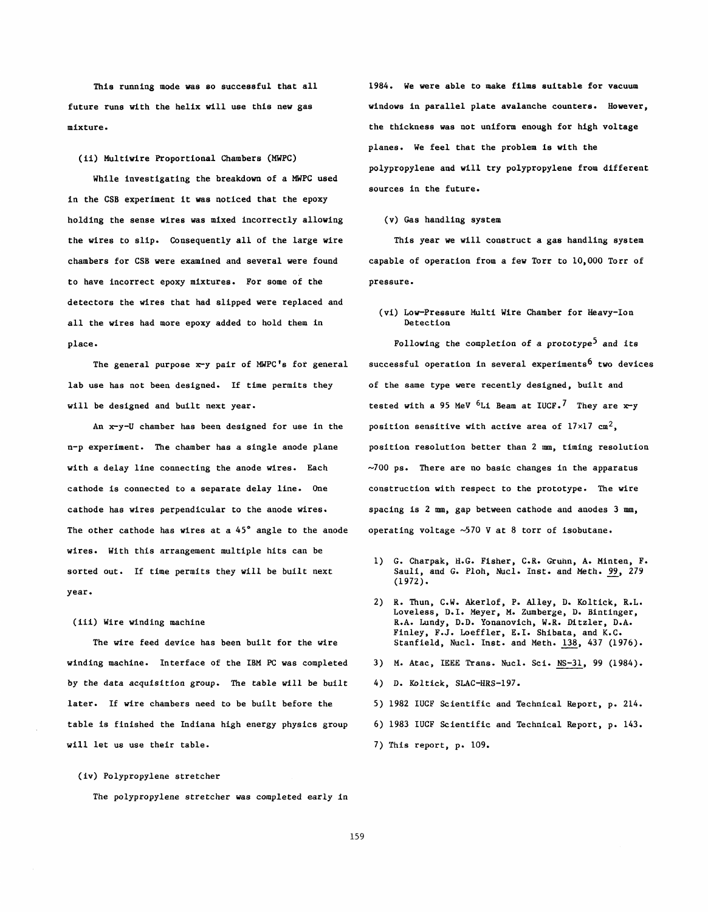This running mode was so successful that all future runs with the helix will use this new gas mixture.

(ii) Multiwire Proportional Chambers (MWPC)

While investigating the breakdown of a MWPC used in the CSB experiment it was noticed that the epoxy holding the sense wires was mixed incorrectly allowing the wires to slip. Consequently all of the large wire chambers for CSB were examined and several were found to have incorrect epoxy mixtures. For some of the detectors the wires that had slipped were replaced and all the wires had more epoxy added to hold them in place.

The general purpose x-y pair of MWPC's for general lab use has not been designed. If time permits they will be designed and built next year.

An x-y-U chamber has been designed for use in the n-p experiment. The chamber has a single anode plane with a delay line connecting the anode wires. Each cathode is connected to a separate delay line. One cathode has wires perpendicular to the anode wires. The other cathode has wires at a 45° angle to the anode wires. With this arrangement multiple hits can be sorted out. If time permits they will be built next year.

(iii) Wire winding machine

The wire feed device has been built for the wire winding machine. Interface of the IBM PC was completed by the data acquisition group. The table will be built later. If wire chambers need to be built before the table is finished the Indiana high energy physics group will let us use their table.

(iv) Polypropylene stretcher

The polypropylene stretcher was completed early in 1984. We were able to make films suitable for vacuum windows in parallel plate avalanche counters. However, the thickness was not uniform enough for high voltage planes. We feel that the problem is with the polypropylene and will try polypropylene from different sources in the future.

(v) Gas handling system

This year we will construct a gas handling system capable of operation from a few Torr to 10,000 Torr of pressure.

(vi) Low-Pressure Multi Wire Chamber for Heavy-Ion Detection

Following the completion of a prototype[5] and its successful operation in several experiments[6] two devices of the same type were recently designed, built and tested with a 95 MeV $^{6}Li$ Beam at IUCF.[7] They are x-y position sensitive with active area of 17×17 $cm^2$, position resolution better than 2 mm, timing resolution ~700 ps. There are no basic changes in the apparatus construction with respect to the prototype. The wire spacing is 2 mm, gap between cathode and anodes 3 mm, operating voltage ~570 V at 8 torr of isobutane.

1) G. Charpak, H.G. Fisher, C.R. Gruhn, A. Minten, F. Sauli, and G. Ploh, Nucl. Inst. and Meth. 99, 279 (1972).
2) R. Thun, C.W. Akerlof, P. Alley, D. Koltick, R.L. Loveless, D.I. Meyer, M. Zumberge, D. Bintinger, R.A. Lundy, D.D. Yonanovich, W.R. Ditzler, D.A. Finley, F.J. Loeffler, E.I. Shibata, and K.C. Stanfield, Nucl. Inst. and Meth. 138, 437 (1976).
3) M. Atac, IEEE Trans. Nucl. Sci. NS-31, 99 (1984).
4) D. Koltick, SLAC-HRS-197.
5) 1982 IUCF Scientific and Technical Report, p. 214.
6) 1983 IUCF Scientific and Technical Report, p. 143.
7) This report, p. 109.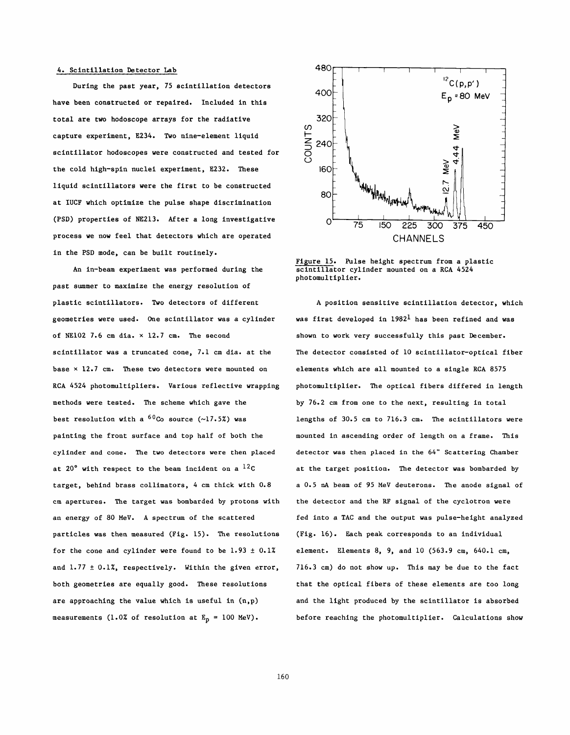### 4. Scintillation Detector Lab

During the past year, 75 scintillation detectors have been constructed or repaired. Included in this total are two hodoscope arrays for the radiative capture experiment, E234. Two nine-element liquid scintillator hodoscopes were constructed and tested for the cold high-spin nuclei experiment, E232. These liquid scintillators were the first to be constructed at IUCF which optimize the pulse shape discrimination (PSD) properties of NE213. After a long investigative process we now feel that detectors which are operated in the PSD mode, can be built routinely.

An in-beam experiment was performed during the past summer to maximize the energy resolution of plastic scintillators. Two detectors of different geometries were used. One scintillator was a cylinder of NE102 7.6 cm dia. × 12.7 cm. The second scintillator was a truncated cone, 7.1 cm dia. at the base × 12.7 cm. These two detectors were mounted on RCA 4524 photomultipliers. Various reflective wrapping methods were tested. The scheme which gave the best resolution with a $^{60}$Co source (~17.5%) was painting the front surface and top half of both the cylinder and cone. The two detectors were then placed at 20° with respect to the beam incident on a $^{12}$C target, behind brass collimators, 4 cm thick with 0.8 cm apertures. The target was bombarded by protons with an energy of 80 MeV. A spectrum of the scattered particles was then measured (Fig. 15). The resolutions for the cone and cylinder were found to be 1.93 ± 0.1% and 1.77 ± 0.1%, respectively. Within the given error, both geometries are equally good. These resolutions are approaching the value which is useful in (n,p) measurements (1.0% of resolution at $E_p$ = 100 MeV).

Figure 15. Pulse height spectrum from a plastic scintillator cylinder mounted on a RCA 4524 photomultiplier.

A position sensitive scintillation detector, which was first developed in 1982[1] has been refined and was shown to work very successfully this past December. The detector consisted of 10 scintillator-optical fiber elements which are all mounted to a single RCA 8575 photomultiplier. The optical fibers differed in length by 76.2 cm from one to the next, resulting in total lengths of 30.5 cm to 716.3 cm. The scintillators were mounted in ascending order of length on a frame. This detector was then placed in the 64" Scattering Chamber at the target position. The detector was bombarded by a 0.5 nA beam of 95 MeV deuterons. The anode signal of the detector and the RF signal of the cyclotron were fed into a TAC and the output was pulse-height analyzed (Fig. 16). Each peak corresponds to an individual element. Elements 8, 9, and 10 (563.9 cm, 640.1 cm, 716.3 cm) do not show up. This may be due to the fact that the optical fibers of these elements are too long and the light produced by the scintillator is absorbed before reaching the photomultiplier. Calculations show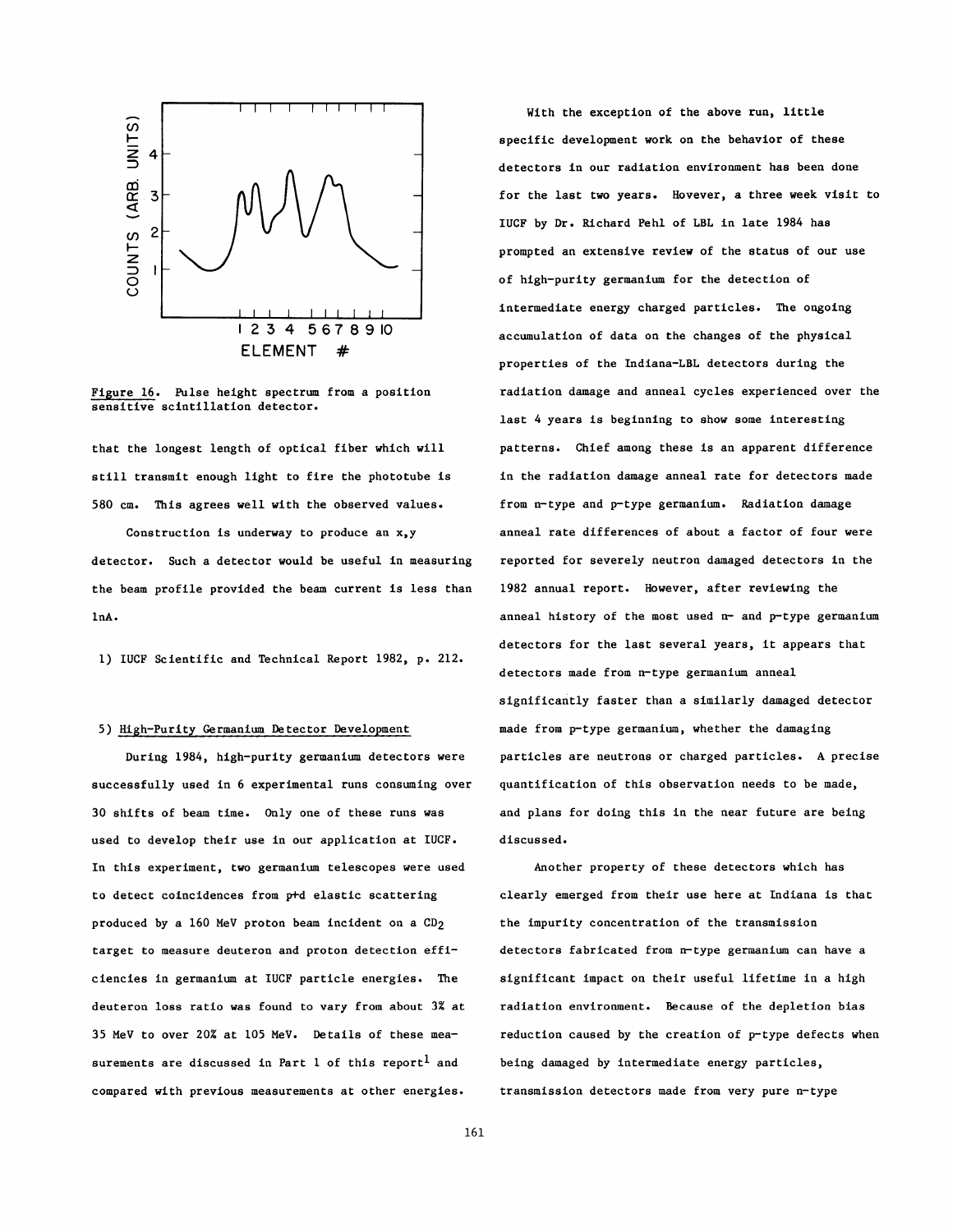Figure 16. Pulse height spectrum from a position sensitive scintillation detector.

that the longest length of optical fiber which will still transmit enough light to fire the phototube is 580 cm. This agrees well with the observed values.

Construction is underway to produce an x,y detector. Such a detector would be useful in measuring the beam profile provided the beam current is less than 1nA.

1) IUCF Scientific and Technical Report 1982, p. 212.

## 5) High-Purity Germanium Detector Development

During 1984, high-purity germanium detectors were successfully used in 6 experimental runs consuming over 30 shifts of beam time. Only one of these runs was used to develop their use in our application at IUCF. In this experiment, two germanium telescopes were used to detect coincidences from p+d elastic scattering produced by a 160 MeV proton beam incident on a $CD_2$ target to measure deuteron and proton detection efficiencies in germanium at IUCF particle energies. The deuteron loss ratio was found to vary from about 3% at 35 MeV to over 20% at 105 MeV. Details of these measurements are discussed in Part 1 of this report[1] and compared with previous measurements at other energies.

With the exception of the above run, little specific development work on the behavior of these detectors in our radiation environment has been done for the last two years. However, a three week visit to IUCF by Dr. Richard Pehl of LBL in late 1984 has prompted an extensive review of the status of our use of high-purity germanium for the detection of intermediate energy charged particles. The ongoing accumulation of data on the changes of the physical properties of the Indiana-LBL detectors during the radiation damage and anneal cycles experienced over the last 4 years is beginning to show some interesting patterns. Chief among these is an apparent difference in the radiation damage anneal rate for detectors made from n-type and p-type germanium. Radiation damage anneal rate differences of about a factor of four were reported for severely neutron damaged detectors in the 1982 annual report. However, after reviewing the anneal history of the most used n- and p-type germanium detectors for the last several years, it appears that detectors made from n-type germanium anneal significantly faster than a similarly damaged detector made from p-type germanium, whether the damaging particles are neutrons or charged particles. A precise quantification of this observation needs to be made, and plans for doing this in the near future are being discussed.

Another property of these detectors which has clearly emerged from their use here at Indiana is that the impurity concentration of the transmission detectors fabricated from n-type germanium can have a significant impact on their useful lifetime in a high radiation environment. Because of the depletion bias reduction caused by the creation of p-type defects when being damaged by intermediate energy particles, transmission detectors made from very pure n-type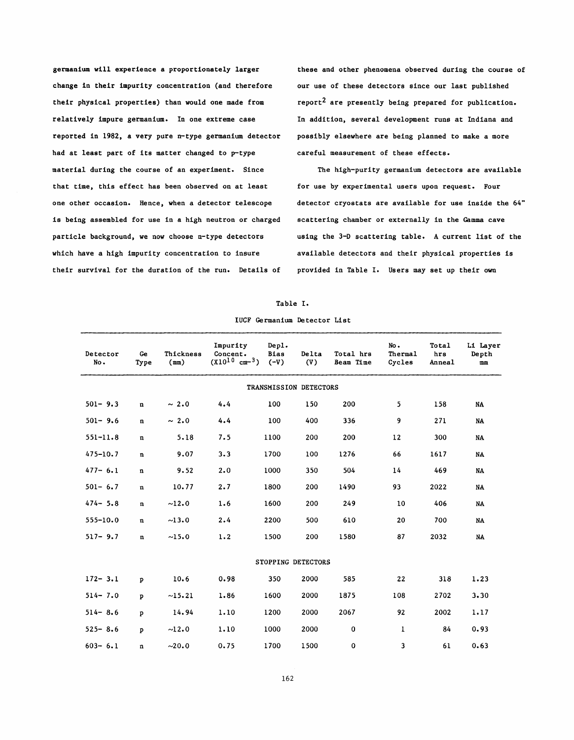germanium will experience a proportionately larger change in their impurity concentration (and therefore their physical properties) than would one made from relatively impure germanium. In one extreme case reported in 1982, a very pure n-type germanium detector had at least part of its matter changed to p-type material during the course of an experiment. Since that time, this effect has been observed on at least one other occasion. Hence, when a detector telescope is being assembled for use in a high neutron or charged particle background, we now choose n-type detectors which have a high impurity concentration to insure their survival for the duration of the run. Details of these and other phenomena observed during the course of our use of these detectors since our last published report[2] are presently being prepared for publication. In addition, several development runs at Indiana and possibly elsewhere are being planned to make a more careful measurement of these effects.

The high-purity germanium detectors are available for use by experimental users upon request. Four detector cryostats are available for use inside the 64" scattering chamber or externally in the Gamma cave using the 3-D scattering table. A current list of the available detectors and their physical properties is provided in Table I. Users may set up their own

Table I.

IUCF Germanium Detector List

| Detector No. | Ge Type | Thickness (mm) | Impurity Concent. ($X10^{10}$ $cm^{-3}$) | Depl. Bias (-V) | Delta (V) | Total hrs Beam Time | No. Thermal Cycles | Total hrs Anneal | Li Layer Depth mm |
|---|---|---|---|---|---|---|---|---|---|
| | | | | TRANSMISSION DETECTORS | | | | | |
| 501- 9.3 | n | ~ 2.0 | 4.4 | 100 | 150 | 200 | 5 | 158 | NA |
| 501- 9.6 | n | ~ 2.0 | 4.4 | 100 | 400 | 336 | 9 | 271 | NA |
| 551-11.8 | n | 5.18 | 7.5 | 1100 | 200 | 200 | 12 | 300 | NA |
| 475-10.7 | n | 9.07 | 3.3 | 1700 | 100 | 1276 | 66 | 1617 | NA |
| 477- 6.1 | n | 9.52 | 2.0 | 1000 | 350 | 504 | 14 | 469 | NA |
| 501- 6.7 | n | 10.77 | 2.7 | 1800 | 200 | 1490 | 93 | 2022 | NA |
| 474- 5.8 | n | ~12.0 | 1.6 | 1600 | 200 | 249 | 10 | 406 | NA |
| 555-10.0 | n | ~13.0 | 2.4 | 2200 | 500 | 610 | 20 | 700 | NA |
| 517- 9.7 | n | ~15.0 | 1.2 | 1500 | 200 | 1580 | 87 | 2032 | NA |
| | | | | STOPPING DETECTORS | | | | | |
| 172- 3.1 | p | 10.6 | 0.98 | 350 | 2000 | 585 | 22 | 318 | 1.23 |
| 514- 7.0 | p | ~15.21 | 1.86 | 1600 | 2000 | 1875 | 108 | 2702 | 3.30 |
| 514- 8.6 | p | 14.94 | 1.10 | 1200 | 2000 | 2067 | 92 | 2002 | 1.17 |
| 525- 8.6 | p | ~12.0 | 1.10 | 1000 | 2000 | 0 | 1 | 84 | 0.93 |
| 603- 6.1 | n | ~20.0 | 0.75 | 1700 | 1500 | 0 | 3 | 61 | 0.63 |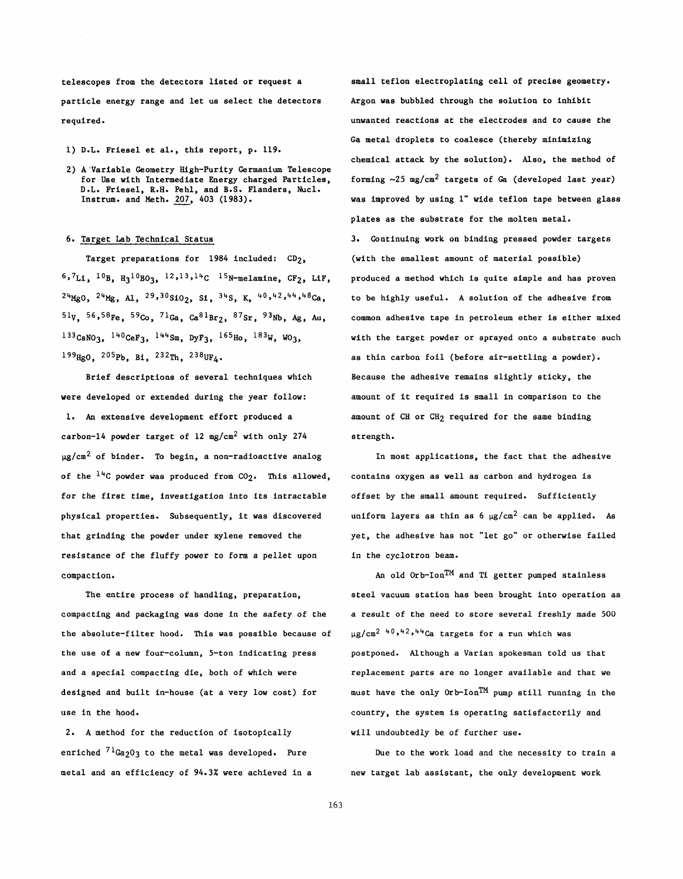telescopes from the detectors listed or request a particle energy range and let us select the detectors required.

1) D.L. Friesel et al., this report, p. 119.

2) A Variable Geometry High-Purity Germanium Telescope for Use with Intermediate Energy charged Particles, D.L. Friesel, R.H. Pehl, and B.S. Flanders, Nucl. Instrum. and Meth. 207, 403 (1983).

## 6. Target Lab Technical Status

Target preparations for 1984 included: $CD_2$, $^{6,7}Li$, $^{10}B$, $H_3{}^{10}BO_3$, $^{12,13,14}C$ $^{15}N$-melamine, $CF_2$, LiF, $^{24}MgO$, $^{24}Mg$, Al, $^{29,30}SiO_2$, Si, $^{34}S$, K, $^{40,42,44,48}Ca$, $^{51}V$, $^{56,58}Fe$, $^{59}Co$, $^{71}Ga$, $Ca^{81}Br_2$, $^{87}Sr$, $^{93}Nb$, Ag, Au, $^{133}CsNO_3$, $^{140}CeF_3$, $^{144}Sm$, $DyF_3$, $^{165}Ho$, $^{183}W$, $WO_3$, $^{199}HgO$, $^{205}Pb$, Bi, $^{232}Th$, $^{238}UF_4$.

Brief descriptions of several techniques which were developed or extended during the year follow:

1. An extensive development effort produced a carbon-14 powder target of 12 mg/cm$^2$ with only 274 $\mu$g/cm$^2$ of binder. To begin, a non-radioactive analog of the $^{14}C$ powder was produced from $CO_2$. This allowed, for the first time, investigation into its intractable physical properties. Subsequently, it was discovered that grinding the powder under xylene removed the resistance of the fluffy power to form a pellet upon compaction.

The entire process of handling, preparation, compacting and packaging was done in the safety of the the absolute-filter hood. This was possible because of the use of a new four-column, 5-ton indicating press and a special compacting die, both of which were designed and built in-house (at a very low cost) for use in the hood.

2. A method for the reduction of isotopically enriched $^{71}Ga_2O_3$ to the metal was developed. Pure metal and an efficiency of 94.3% were achieved in a small teflon electroplating cell of precise geometry. Argon was bubbled through the solution to inhibit unwanted reactions at the electrodes and to cause the Ga metal droplets to coalesce (thereby minimizing chemical attack by the solution). Also, the method of forming ~25 mg/cm$^2$ targets of Ga (developed last year) was improved by using 1" wide teflon tape between glass plates as the substrate for the molten metal.

3. Continuing work on binding pressed powder targets (with the smallest amount of material possible) produced a method which is quite simple and has proven to be highly useful. A solution of the adhesive from common adhesive tape in petroleum ether is either mixed with the target powder or sprayed onto a substrate such as thin carbon foil (before air-settling a powder). Because the adhesive remains slightly sticky, the amount of it required is small in comparison to the amount of CH or $CH_2$ required for the same binding strength.

In most applications, the fact that the adhesive contains oxygen as well as carbon and hydrogen is offset by the small amount required. Sufficiently uniform layers as thin as 6 $\mu$g/cm$^2$ can be applied. As yet, the adhesive has not "let go" or otherwise failed in the cyclotron beam.

An old Orb-Ion™ and Ti getter pumped stainless steel vacuum station has been brought into operation as a result of the need to store several freshly made 500 $\mu$g/cm$^2$ $^{40,42,44}Ca$ targets for a run which was postponed. Although a Varian spokesman told us that replacement parts are no longer available and that we must have the only Orb-Ion™ pump still running in the country, the system is operating satisfactorily and will undoubtedly be of further use.

Due to the work load and the necessity to train a new target lab assistant, the only development work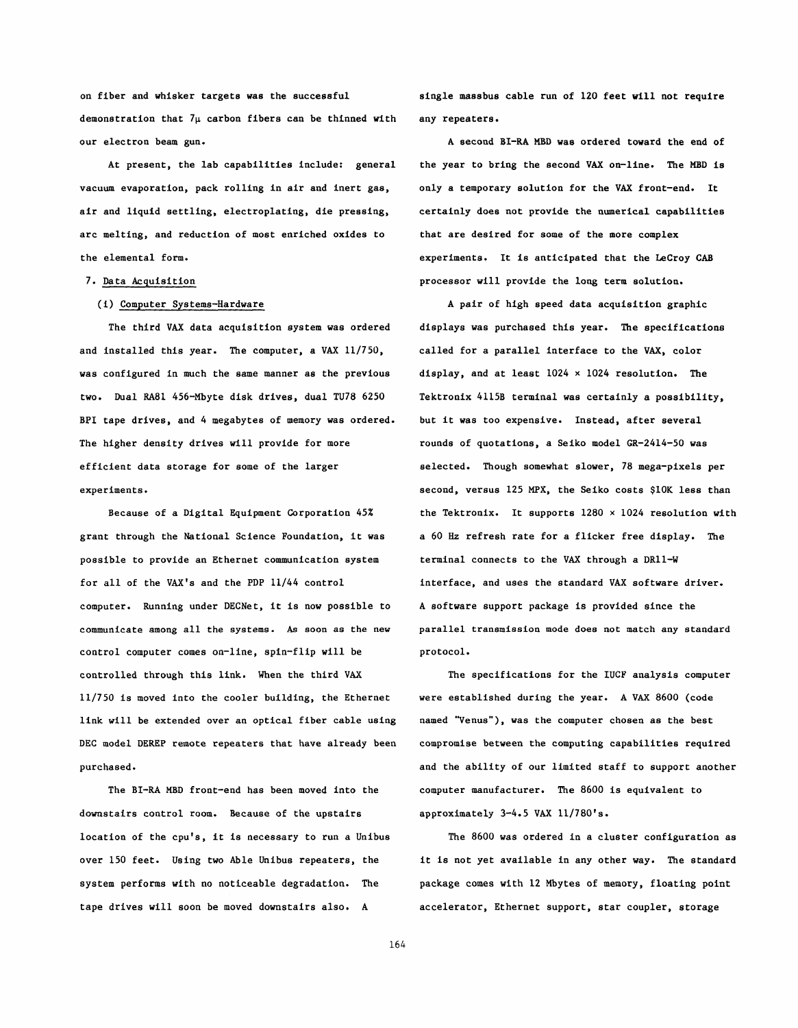on fiber and whisker targets was the successful demonstration that 7μ carbon fibers can be thinned with our electron beam gun.

At present, the lab capabilities include: general vacuum evaporation, pack rolling in air and inert gas, air and liquid settling, electroplating, die pressing, arc melting, and reduction of most enriched oxides to the elemental form.

## 7. Data Acquisition

### (i) Computer Systems-Hardware

The third VAX data acquisition system was ordered and installed this year. The computer, a VAX 11/750, was configured in much the same manner as the previous two. Dual RA81 456-Mbyte disk drives, dual TU78 6250 BPI tape drives, and 4 megabytes of memory was ordered. The higher density drives will provide for more efficient data storage for some of the larger experiments.

Because of a Digital Equipment Corporation 45% grant through the National Science Foundation, it was possible to provide an Ethernet communication system for all of the VAX's and the PDP 11/44 control computer. Running under DECNet, it is now possible to communicate among all the systems. As soon as the new control computer comes on-line, spin-flip will be controlled through this link. When the third VAX 11/750 is moved into the cooler building, the Ethernet link will be extended over an optical fiber cable using DEC model DEREP remote repeaters that have already been purchased.

The BI-RA MBD front-end has been moved into the downstairs control room. Because of the upstairs location of the cpu's, it is necessary to run a Unibus over 150 feet. Using two Able Unibus repeaters, the system performs with no noticeable degradation. The tape drives will soon be moved downstairs also. A single massbus cable run of 120 feet will not require any repeaters.

A second BI-RA MBD was ordered toward the end of the year to bring the second VAX on-line. The MBD is only a temporary solution for the VAX front-end. It certainly does not provide the numerical capabilities that are desired for some of the more complex experiments. It is anticipated that the LeCroy CAB processor will provide the long term solution.

A pair of high speed data acquisition graphic displays was purchased this year. The specifications called for a parallel interface to the VAX, color display, and at least 1024 × 1024 resolution. The Tektronix 4115B terminal was certainly a possibility, but it was too expensive. Instead, after several rounds of quotations, a Seiko model GR-2414-50 was selected. Though somewhat slower, 78 mega-pixels per second, versus 125 MPX, the Seiko costs $10K less than the Tektronix. It supports 1280 × 1024 resolution with a 60 Hz refresh rate for a flicker free display. The terminal connects to the VAX through a DR11-W interface, and uses the standard VAX software driver. A software support package is provided since the parallel transmission mode does not match any standard protocol.

The specifications for the IUCF analysis computer were established during the year. A VAX 8600 (code named "Venus"), was the computer chosen as the best compromise between the computing capabilities required and the ability of our limited staff to support another computer manufacturer. The 8600 is equivalent to approximately 3-4.5 VAX 11/780's.

The 8600 was ordered in a cluster configuration as it is not yet available in any other way. The standard package comes with 12 Mbytes of memory, floating point accelerator, Ethernet support, star coupler, storage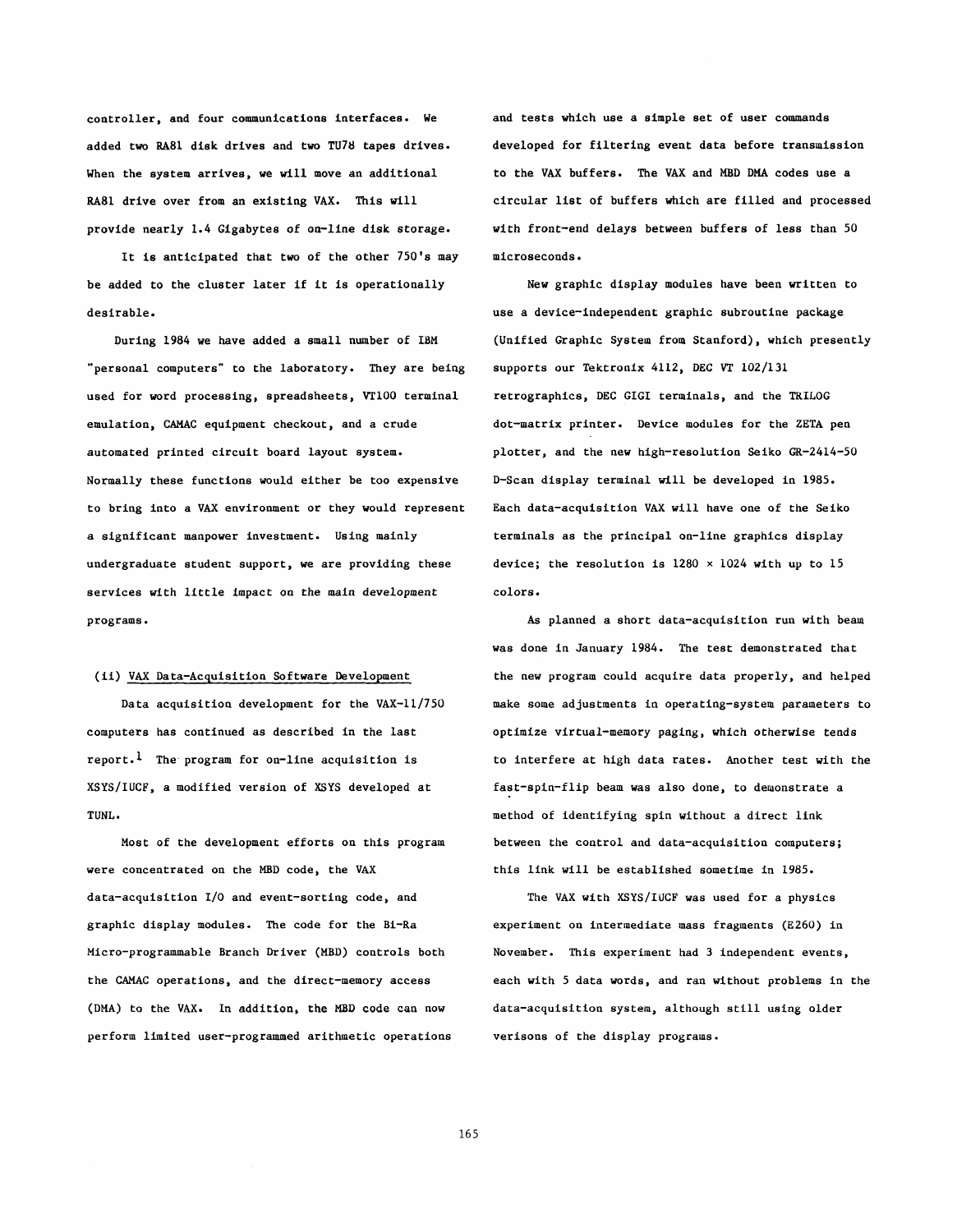controller, and four communications interfaces. We added two RA81 disk drives and two TU78 tapes drives. When the system arrives, we will move an additional RA81 drive over from an existing VAX. This will provide nearly 1.4 Gigabytes of on-line disk storage.

It is anticipated that two of the other 750's may be added to the cluster later if it is operationally desirable.

During 1984 we have added a small number of IBM "personal computers" to the laboratory. They are being used for word processing, spreadsheets, VT100 terminal emulation, CAMAC equipment checkout, and a crude automated printed circuit board layout system. Normally these functions would either be too expensive to bring into a VAX environment or they would represent a significant manpower investment. Using mainly undergraduate student support, we are providing these services with little impact on the main development programs.

(ii) VAX Data-Acquisition Software Development

Data acquisition development for the VAX-11/750 computers has continued as described in the last report.[1] The program for on-line acquisition is XSYS/IUCF, a modified version of XSYS developed at TUNL.

Most of the development efforts on this program were concentrated on the MBD code, the VAX data-acquisition I/O and event-sorting code, and graphic display modules. The code for the Bi-Ra Micro-programmable Branch Driver (MBD) controls both the CAMAC operations, and the direct-memory access (DMA) to the VAX. In addition, the MBD code can now perform limited user-programmed arithmetic operations and tests which use a simple set of user commands developed for filtering event data before transmission to the VAX buffers. The VAX and MBD DMA codes use a circular list of buffers which are filled and processed with front-end delays between buffers of less than 50 microseconds.

New graphic display modules have been written to use a device-independent graphic subroutine package (Unified Graphic System from Stanford), which presently supports our Tektronix 4112, DEC VT 102/131 retrographics, DEC GIGI terminals, and the TRILOG dot-matrix printer. Device modules for the ZETA pen plotter, and the new high-resolution Seiko GR-2414-50 D-Scan display terminal will be developed in 1985. Each data-acquisition VAX will have one of the Seiko terminals as the principal on-line graphics display device; the resolution is 1280 × 1024 with up to 15 colors.

As planned a short data-acquisition run with beam was done in January 1984. The test demonstrated that the new program could acquire data properly, and helped make some adjustments in operating-system parameters to optimize virtual-memory paging, which otherwise tends to interfere at high data rates. Another test with the fast-spin-flip beam was also done, to demonstrate a method of identifying spin without a direct link between the control and data-acquisition computers; this link will be established sometime in 1985.

The VAX with XSYS/IUCF was used for a physics experiment on intermediate mass fragments (E260) in November. This experiment had 3 independent events, each with 5 data words, and ran without problems in the data-acquisition system, although still using older verisons of the display programs.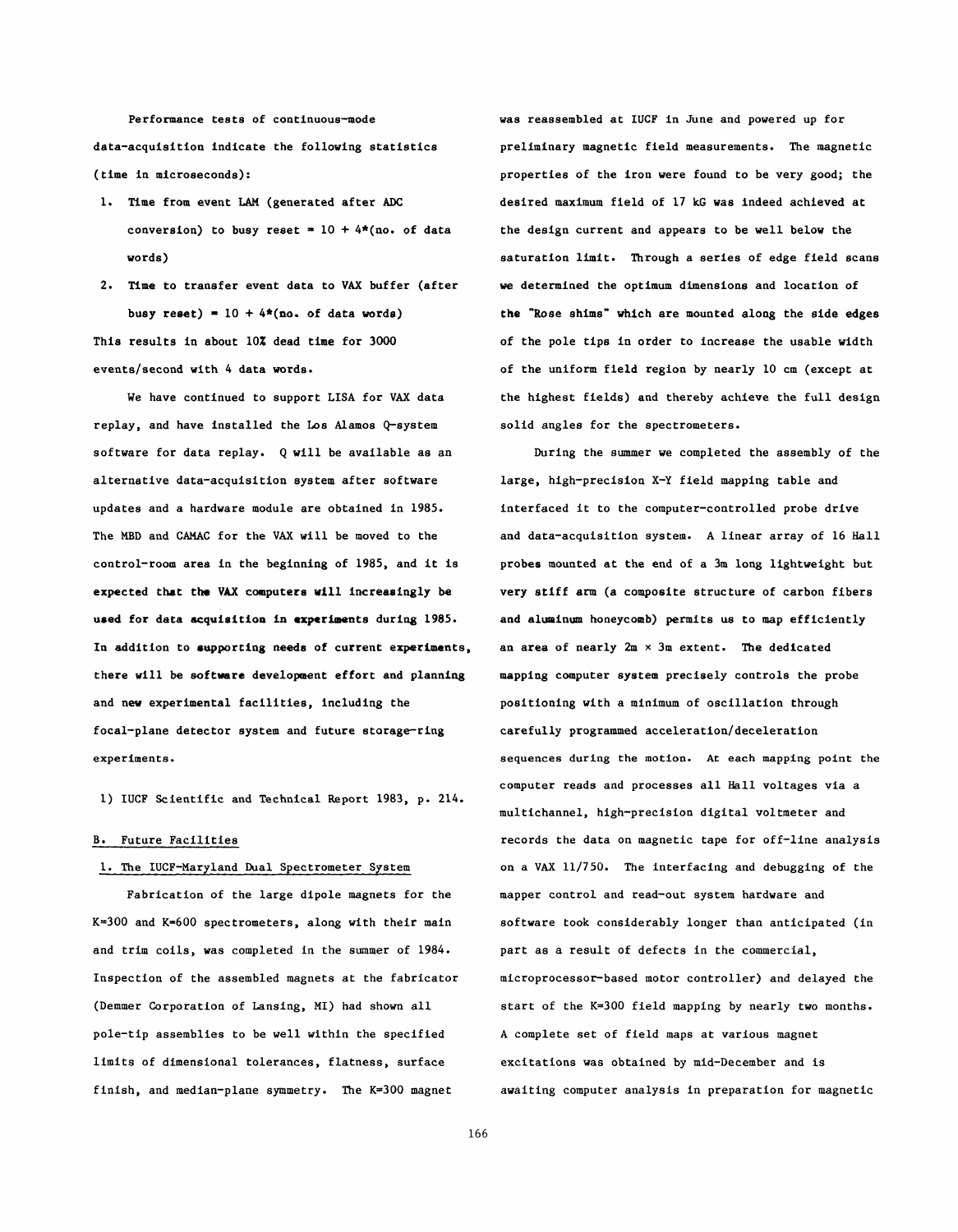Performance tests of continuous-mode data-acquisition indicate the following statistics (time in microseconds):

1. Time from event LAM (generated after ADC conversion) to busy reset = 10 + 4*(no. of data words)
2. Time to transfer event data to VAX buffer (after busy reset) = 10 + 4*(no. of data words)

This results in about 10% dead time for 3000 events/second with 4 data words.

We have continued to support LISA for VAX data replay, and have installed the Los Alamos Q-system software for data replay. Q will be available as an alternative data-acquisition system after software updates and a hardware module are obtained in 1985. The MBD and CAMAC for the VAX will be moved to the control-room area in the beginning of 1985, and it is expected that the VAX computers will increasingly be used for data acquisition in experiments during 1985. In addition to supporting needs of current experiments, there will be software development effort and planning and new experimental facilities, including the focal-plane detector system and future storage-ring experiments.

1) IUCF Scientific and Technical Report 1983, p. 214.

## B. Future Facilities

### 1. The IUCF-Maryland Dual Spectrometer System

Fabrication of the large dipole magnets for the K=300 and K=600 spectrometers, along with their main and trim coils, was completed in the summer of 1984. Inspection of the assembled magnets at the fabricator (Demmer Corporation of Lansing, MI) had shown all pole-tip assemblies to be well within the specified limits of dimensional tolerances, flatness, surface finish, and median-plane symmetry. The K=300 magnet was reassembled at IUCF in June and powered up for preliminary magnetic field measurements. The magnetic properties of the iron were found to be very good; the desired maximum field of 17 kG was indeed achieved at the design current and appears to be well below the saturation limit. Through a series of edge field scans we determined the optimum dimensions and location of the "Rose shims" which are mounted along the side edges of the pole tips in order to increase the usable width of the uniform field region by nearly 10 cm (except at the highest fields) and thereby achieve the full design solid angles for the spectrometers.

During the summer we completed the assembly of the large, high-precision X-Y field mapping table and interfaced it to the computer-controlled probe drive and data-acquisition system. A linear array of 16 Hall probes mounted at the end of a 3m long lightweight but very stiff arm (a composite structure of carbon fibers and aluminum honeycomb) permits us to map efficiently an area of nearly 2m × 3m extent. The dedicated mapping computer system precisely controls the probe positioning with a minimum of oscillation through carefully programmed acceleration/deceleration sequences during the motion. At each mapping point the computer reads and processes all Hall voltages via a multichannel, high-precision digital voltmeter and records the data on magnetic tape for off-line analysis on a VAX 11/750. The interfacing and debugging of the mapper control and read-out system hardware and software took considerably longer than anticipated (in part as a result of defects in the commercial, microprocessor-based motor controller) and delayed the start of the K=300 field mapping by nearly two months. A complete set of field maps at various magnet excitations was obtained by mid-December and is awaiting computer analysis in preparation for magnetic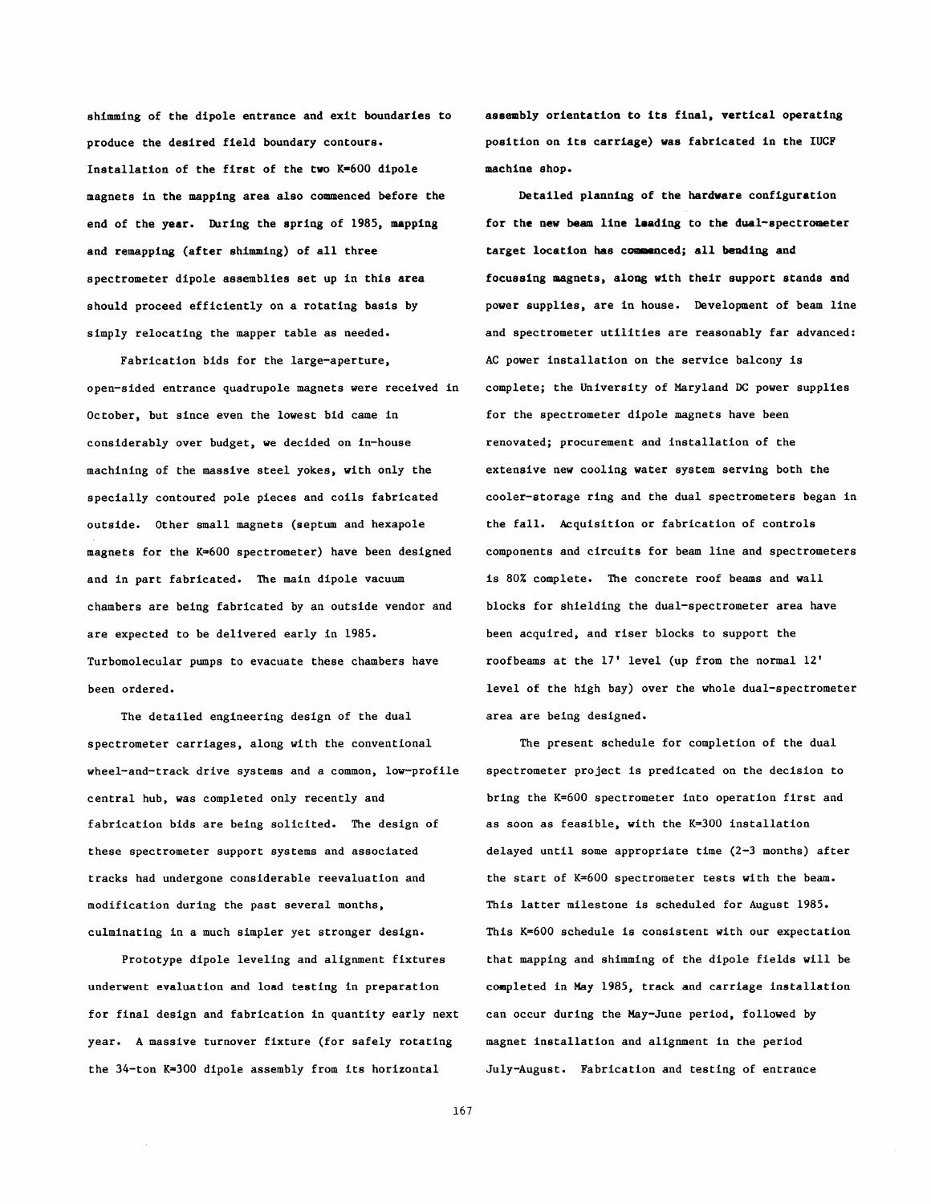shimming of the dipole entrance and exit boundaries to produce the desired field boundary contours. Installation of the first of the two K=600 dipole magnets in the mapping area also commenced before the end of the year. During the spring of 1985, mapping and remapping (after shimming) of all three spectrometer dipole assemblies set up in this area should proceed efficiently on a rotating basis by simply relocating the mapper table as needed.

Fabrication bids for the large-aperture, open-sided entrance quadrupole magnets were received in October, but since even the lowest bid came in considerably over budget, we decided on in-house machining of the massive steel yokes, with only the specially contoured pole pieces and coils fabricated outside. Other small magnets (septum and hexapole magnets for the K=600 spectrometer) have been designed and in part fabricated. The main dipole vacuum chambers are being fabricated by an outside vendor and are expected to be delivered early in 1985. Turbomolecular pumps to evacuate these chambers have been ordered.

The detailed engineering design of the dual spectrometer carriages, along with the conventional wheel-and-track drive systems and a common, low-profile central hub, was completed only recently and fabrication bids are being solicited. The design of these spectrometer support systems and associated tracks had undergone considerable reevaluation and modification during the past several months, culminating in a much simpler yet stronger design.

Prototype dipole leveling and alignment fixtures underwent evaluation and load testing in preparation for final design and fabrication in quantity early next year. A massive turnover fixture (for safely rotating the 34-ton K=300 dipole assembly from its horizontal assembly orientation to its final, vertical operating position on its carriage) was fabricated in the IUCF machine shop.

Detailed planning of the hardware configuration for the new beam line leading to the dual-spectrometer target location has commenced; all bending and focussing magnets, along with their support stands and power supplies, are in house. Development of beam line and spectrometer utilities are reasonably far advanced: AC power installation on the service balcony is complete; the University of Maryland DC power supplies for the spectrometer dipole magnets have been renovated; procurement and installation of the extensive new cooling water system serving both the cooler-storage ring and the dual spectrometers began in the fall. Acquisition or fabrication of controls components and circuits for beam line and spectrometers is 80% complete. The concrete roof beams and wall blocks for shielding the dual-spectrometer area have been acquired, and riser blocks to support the roofbeams at the 17' level (up from the normal 12' level of the high bay) over the whole dual-spectrometer area are being designed.

The present schedule for completion of the dual spectrometer project is predicated on the decision to bring the K=600 spectrometer into operation first and as soon as feasible, with the K=300 installation delayed until some appropriate time (2-3 months) after the start of K=600 spectrometer tests with the beam. This latter milestone is scheduled for August 1985. This K=600 schedule is consistent with our expectation that mapping and shimming of the dipole fields will be completed in May 1985, track and carriage installation can occur during the May-June period, followed by magnet installation and alignment in the period July-August. Fabrication and testing of entrance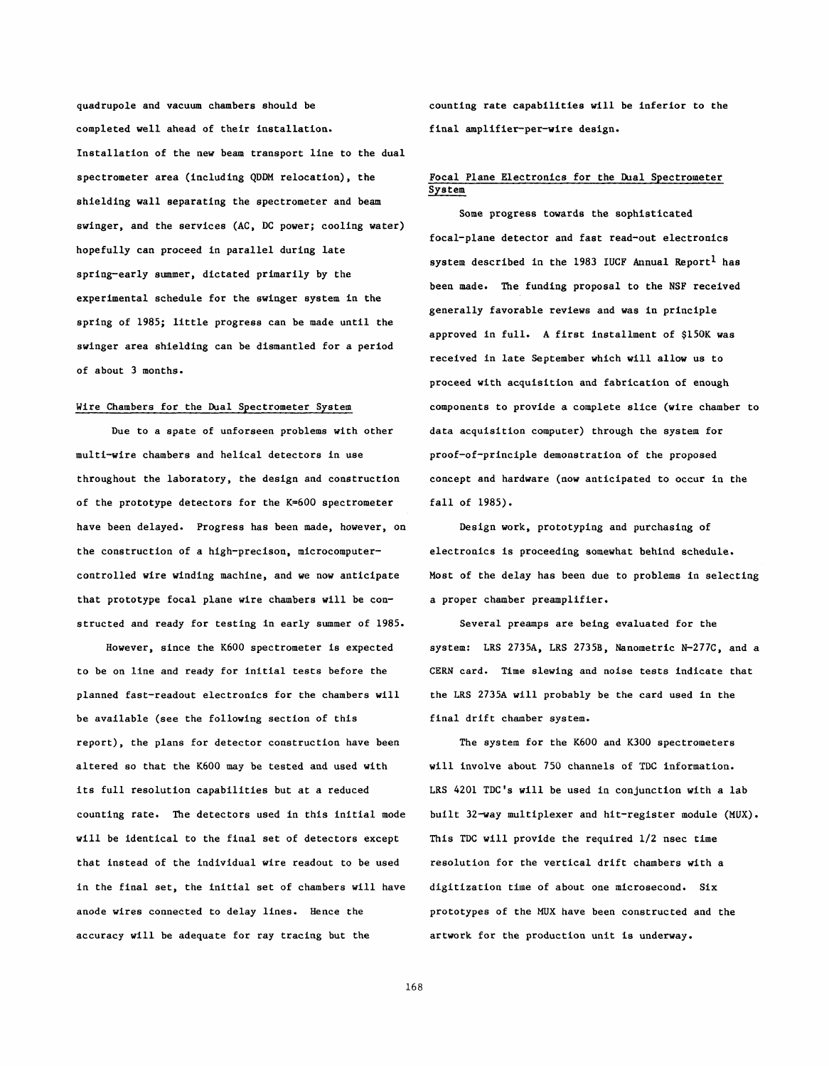quadrupole and vacuum chambers should be completed well ahead of their installation. Installation of the new beam transport line to the dual spectrometer area (including QDDM relocation), the shielding wall separating the spectrometer and beam swinger, and the services (AC, DC power; cooling water) hopefully can proceed in parallel during late spring-early summer, dictated primarily by the experimental schedule for the swinger system in the spring of 1985; little progress can be made until the swinger area shielding can be dismantled for a period of about 3 months.

## Wire Chambers for the Dual Spectrometer System

Due to a spate of unforseen problems with other multi-wire chambers and helical detectors in use throughout the laboratory, the design and construction of the prototype detectors for the K=600 spectrometer have been delayed. Progress has been made, however, on the construction of a high-precison, microcomputer-controlled wire winding machine, and we now anticipate that prototype focal plane wire chambers will be constructed and ready for testing in early summer of 1985.

However, since the K600 spectrometer is expected to be on line and ready for initial tests before the planned fast-readout electronics for the chambers will be available (see the following section of this report), the plans for detector construction have been altered so that the K600 may be tested and used with its full resolution capabilities but at a reduced counting rate. The detectors used in this initial mode will be identical to the final set of detectors except that instead of the individual wire readout to be used in the final set, the initial set of chambers will have anode wires connected to delay lines. Hence the accuracy will be adequate for ray tracing but the counting rate capabilities will be inferior to the final amplifier-per-wire design.

## Focal Plane Electronics for the Dual Spectrometer System

Some progress towards the sophisticated focal-plane detector and fast read-out electronics system described in the 1983 IUCF Annual Report[1] has been made. The funding proposal to the NSF received generally favorable reviews and was in principle approved in full. A first installment of \$150K was received in late September which will allow us to proceed with acquisition and fabrication of enough components to provide a complete slice (wire chamber to data acquisition computer) through the system for proof-of-principle demonstration of the proposed concept and hardware (now anticipated to occur in the fall of 1985).

Design work, prototyping and purchasing of electronics is proceeding somewhat behind schedule. Most of the delay has been due to problems in selecting a proper chamber preamplifier.

Several preamps are being evaluated for the system: LRS 2735A, LRS 2735B, Nanometric N-277C, and a CERN card. Time slewing and noise tests indicate that the LRS 2735A will probably be the card used in the final drift chamber system.

The system for the K600 and K300 spectrometers will involve about 750 channels of TDC information. LRS 4201 TDC's will be used in conjunction with a lab built 32-way multiplexer and hit-register module (MUX). This TDC will provide the required 1/2 nsec time resolution for the vertical drift chambers with a digitization time of about one microsecond. Six prototypes of the MUX have been constructed and the artwork for the production unit is underway.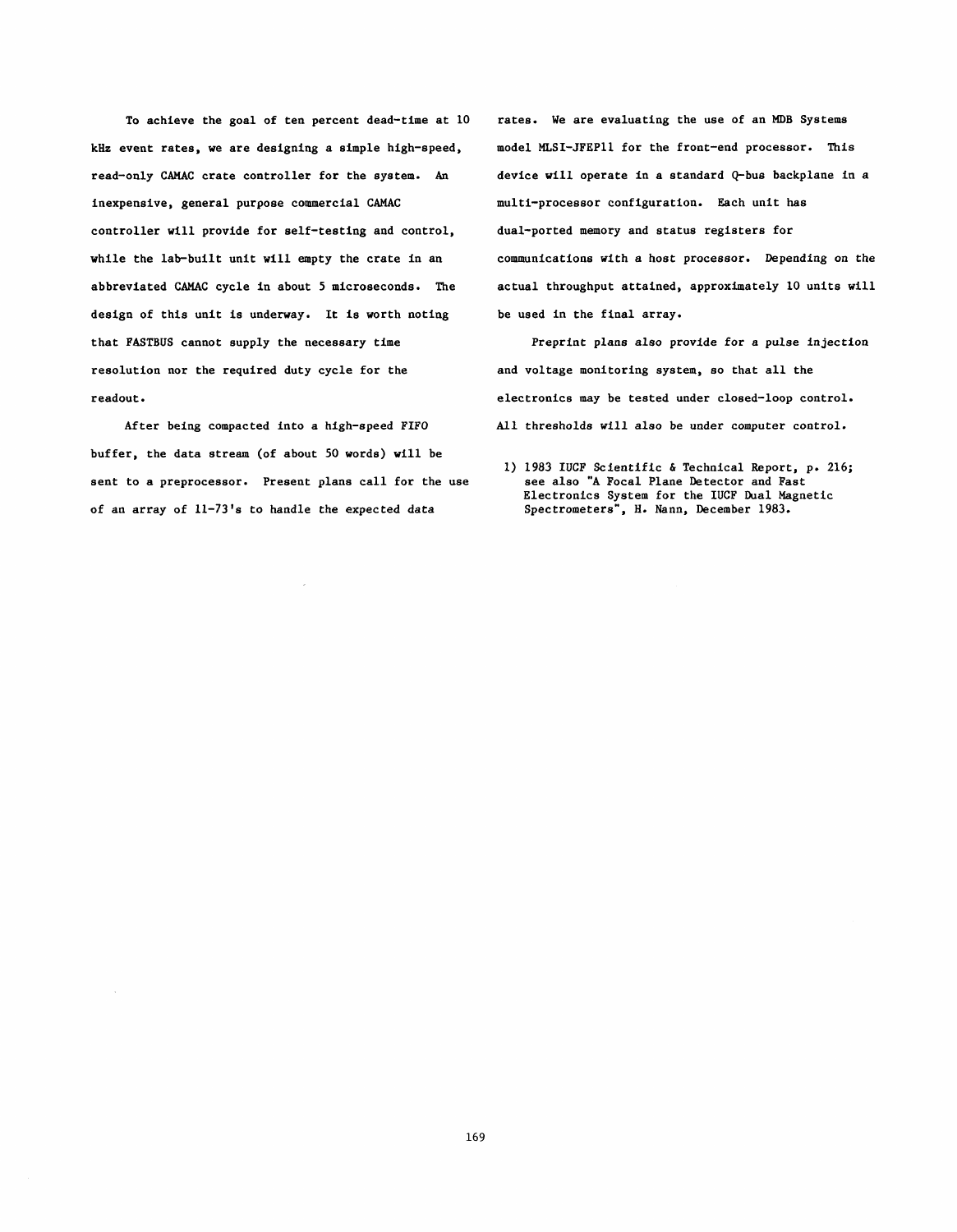To achieve the goal of ten percent dead-time at 10 kHz event rates, we are designing a simple high-speed, read-only CAMAC crate controller for the system. An inexpensive, general purpose commercial CAMAC controller will provide for self-testing and control, while the lab-built unit will empty the crate in an abbreviated CAMAC cycle in about 5 microseconds. The design of this unit is underway. It is worth noting that FASTBUS cannot supply the necessary time resolution nor the required duty cycle for the readout.

After being compacted into a high-speed FIFO buffer, the data stream (of about 50 words) will be sent to a preprocessor. Present plans call for the use of an array of 11-73's to handle the expected data rates. We are evaluating the use of an MDB Systems model MLSI-JFEP11 for the front-end processor. This device will operate in a standard Q-bus backplane in a multi-processor configuration. Each unit has dual-ported memory and status registers for communications with a host processor. Depending on the actual throughput attained, approximately 10 units will be used in the final array.

Preprint plans also provide for a pulse injection and voltage monitoring system, so that all the electronics may be tested under closed-loop control. All thresholds will also be under computer control.

1) 1983 IUCF Scientific & Technical Report, p. 216; see also "A Focal Plane Detector and Fast Electronics System for the IUCF Dual Magnetic Spectrometers", H. Nann, December 1983.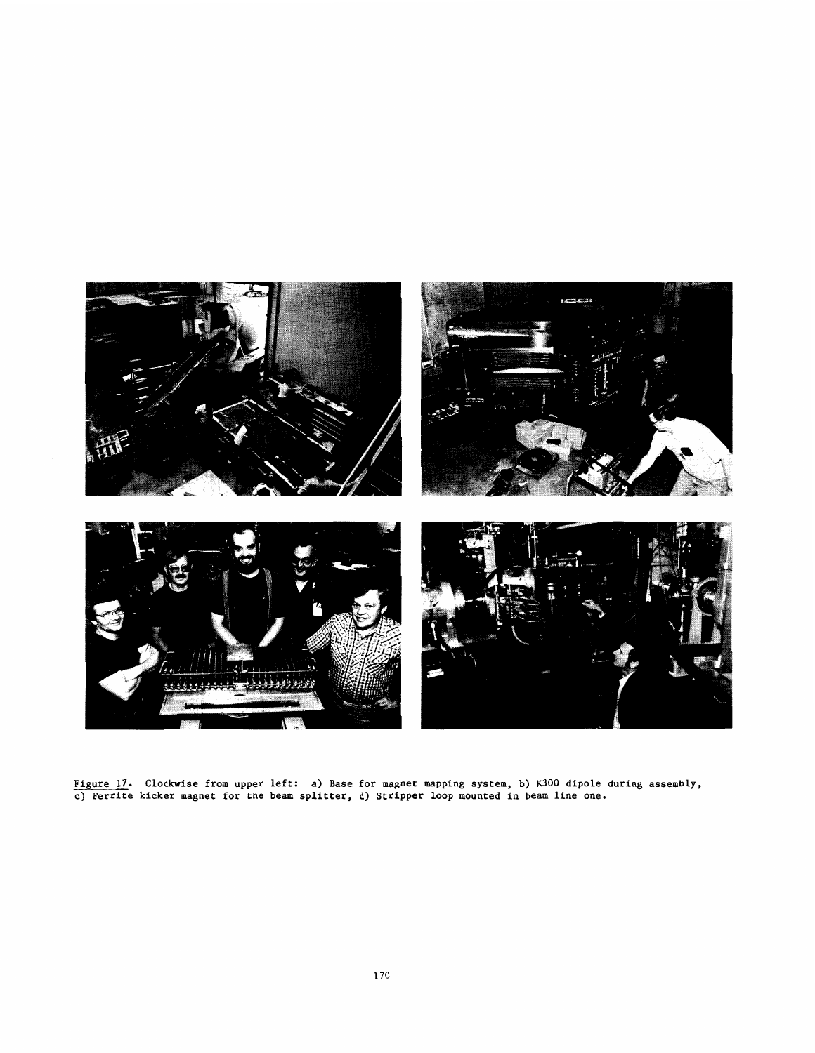Figure 17. Clockwise from upper left: a) Base for magnet mapping system, b) K300 dipole during assembly, c) Ferrite kicker magnet for the beam splitter, d) Stripper loop mounted in beam line one.